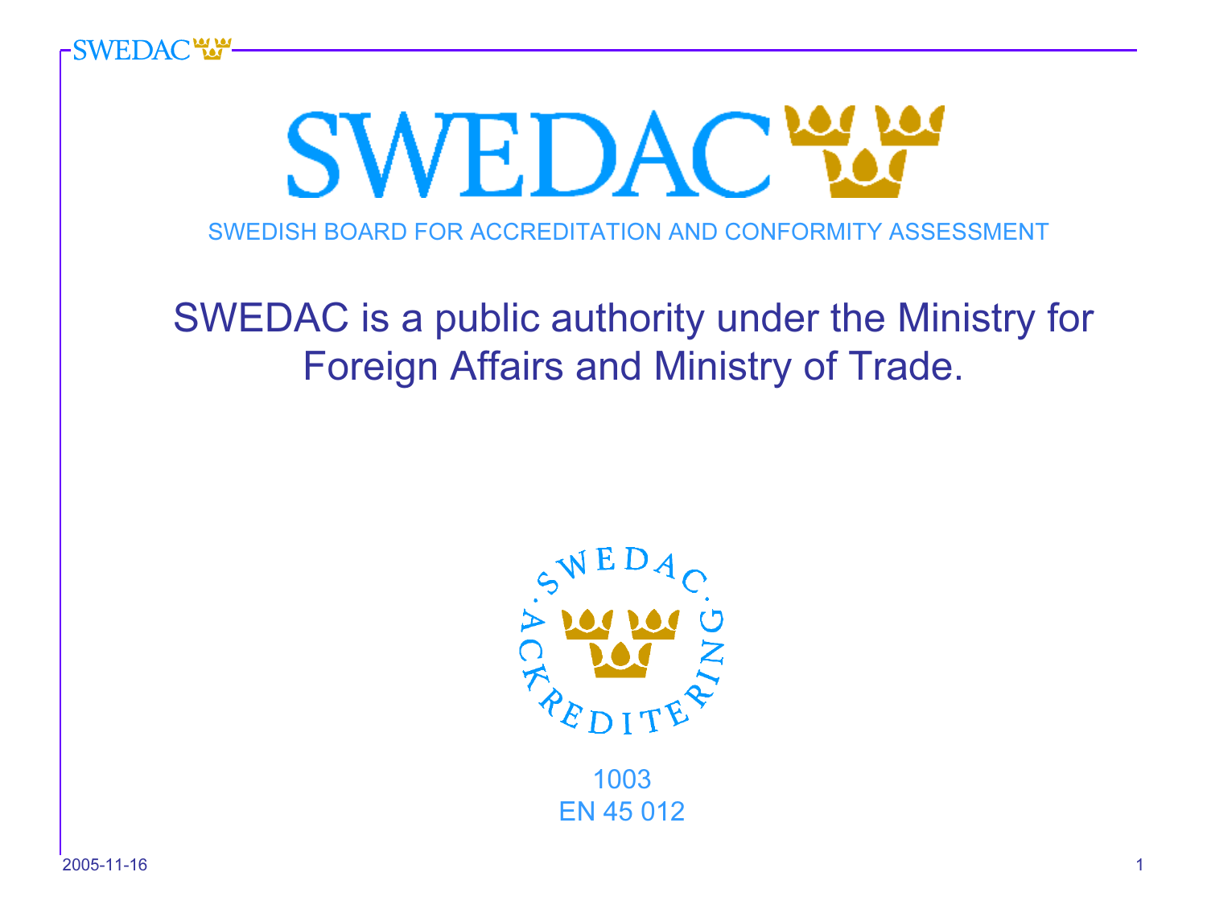# SWEDAC

SWEDISH BOARD FOR ACCREDITATION AND CONFORMITY ASSESSMENT

SWEDAC is a public authority under the Ministry for Foreign Affairs and Ministry of Trade.

SWEDAC · ACKREDITERING ·

1003
EN 45 012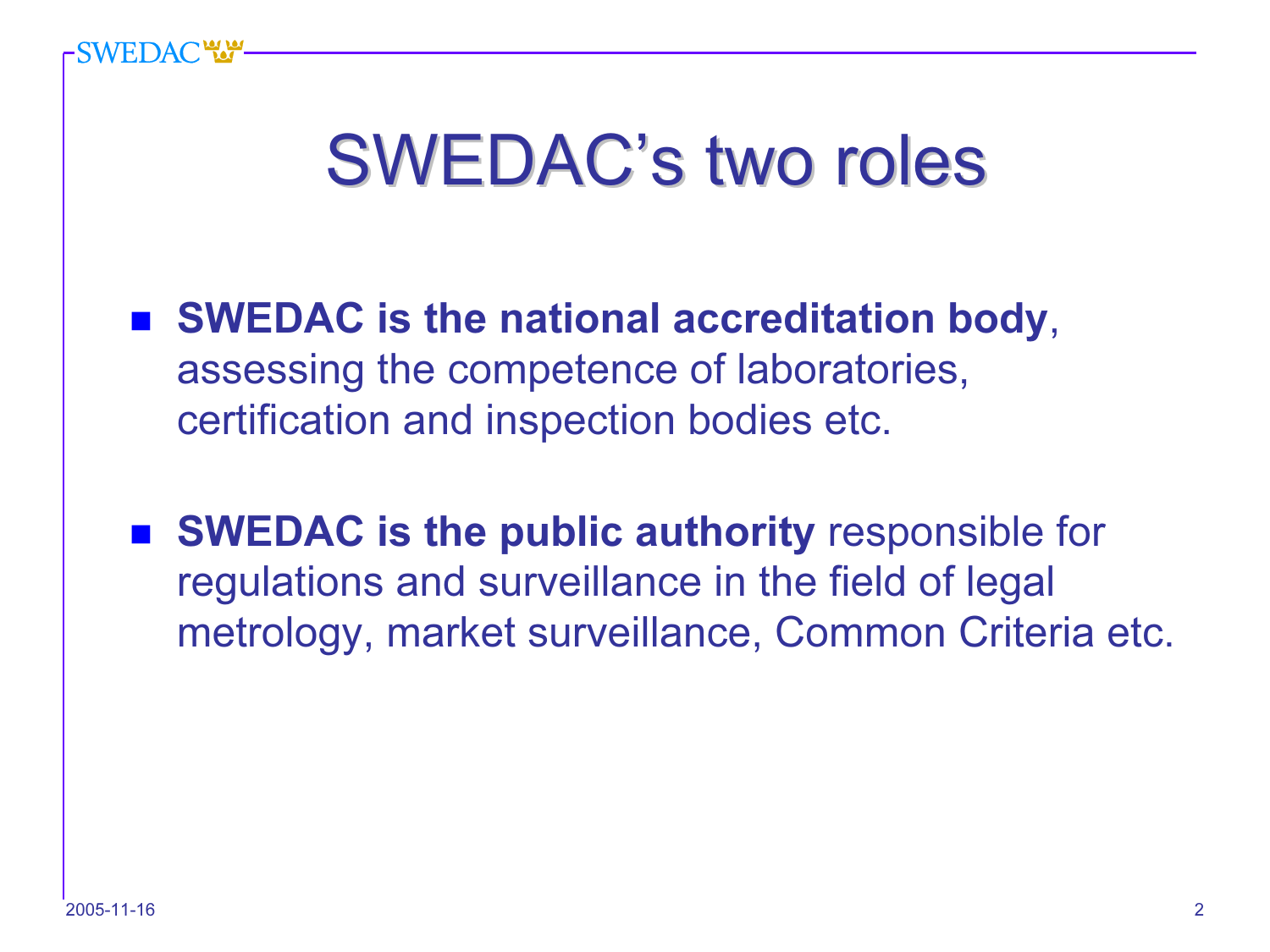# SWEDAC's two roles

- **SWEDAC is the national accreditation body**, assessing the competence of laboratories, certification and inspection bodies etc.

- **SWEDAC is the public authority** responsible for regulations and surveillance in the field of legal metrology, market surveillance, Common Criteria etc.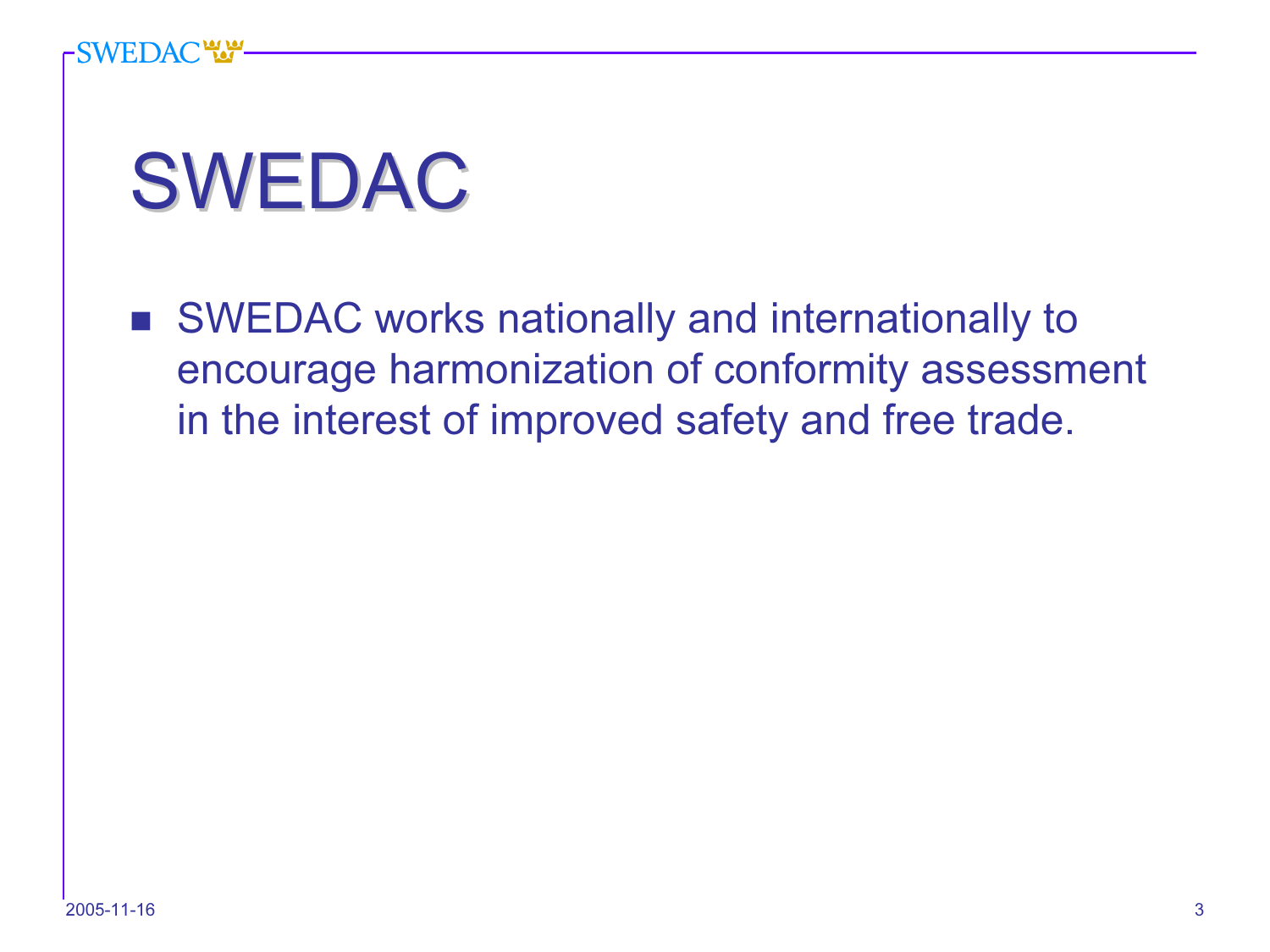# SWEDAC

- SWEDAC works nationally and internationally to encourage harmonization of conformity assessment in the interest of improved safety and free trade.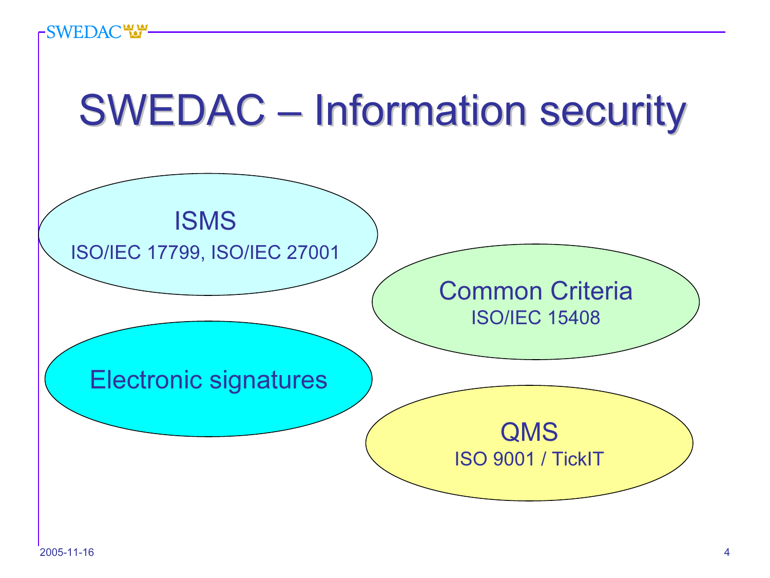# SWEDAC – Information security

**ISMS**
ISO/IEC 17799, ISO/IEC 27001

**Common Criteria**
ISO/IEC 15408

**Electronic signatures**

**QMS**
ISO 9001 / TickIT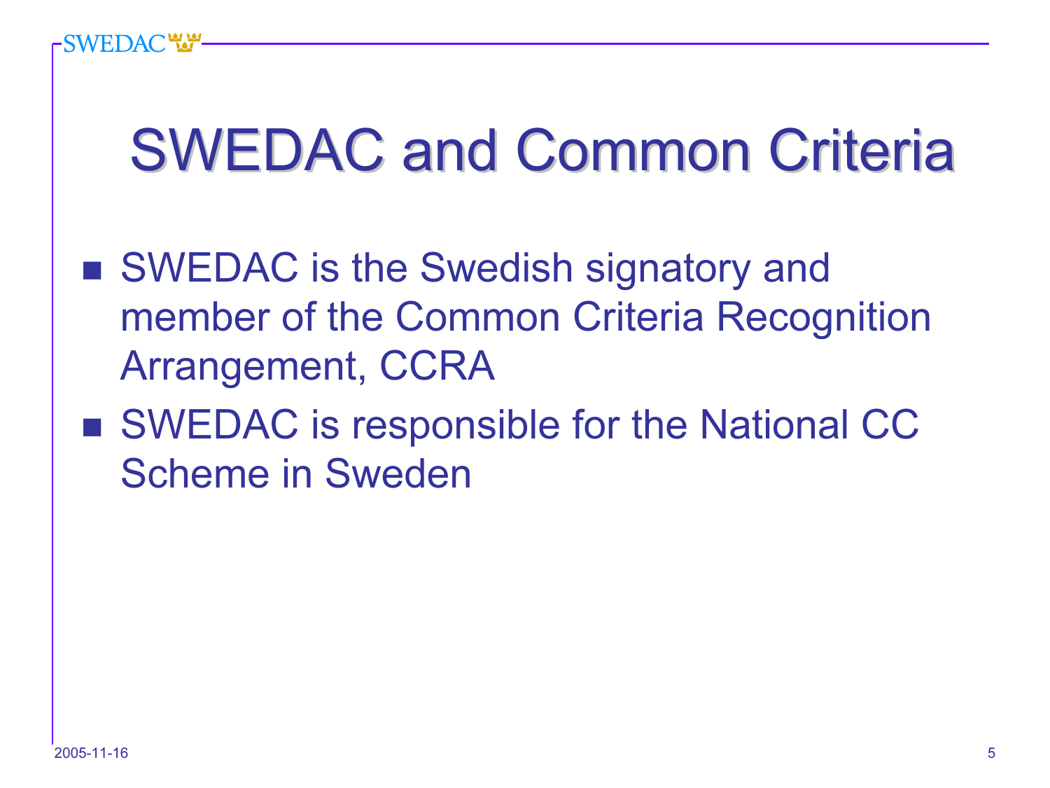# SWEDAC and Common Criteria

- SWEDAC is the Swedish signatory and member of the Common Criteria Recognition Arrangement, CCRA
- SWEDAC is responsible for the National CC Scheme in Sweden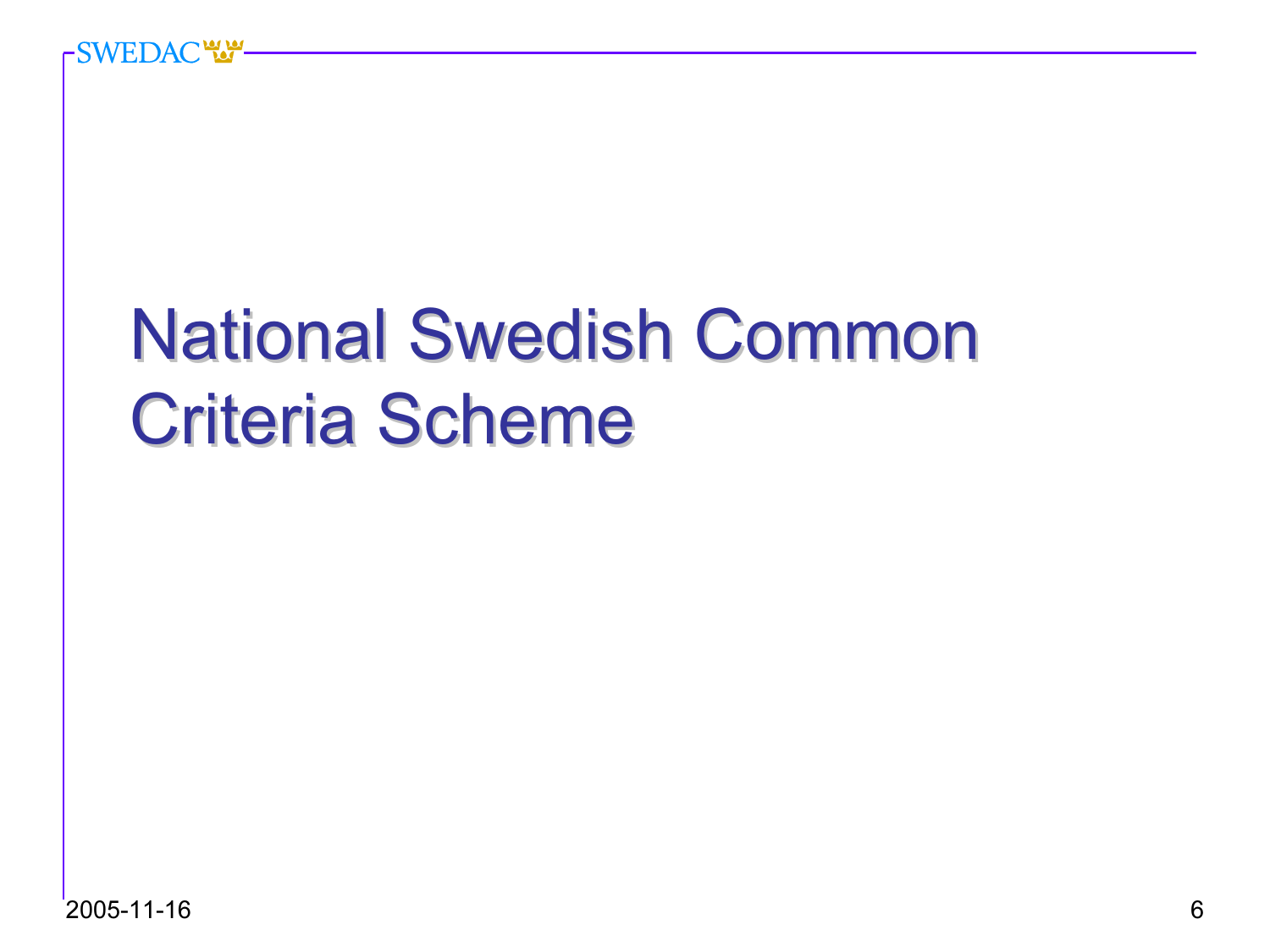# National Swedish Common Criteria Scheme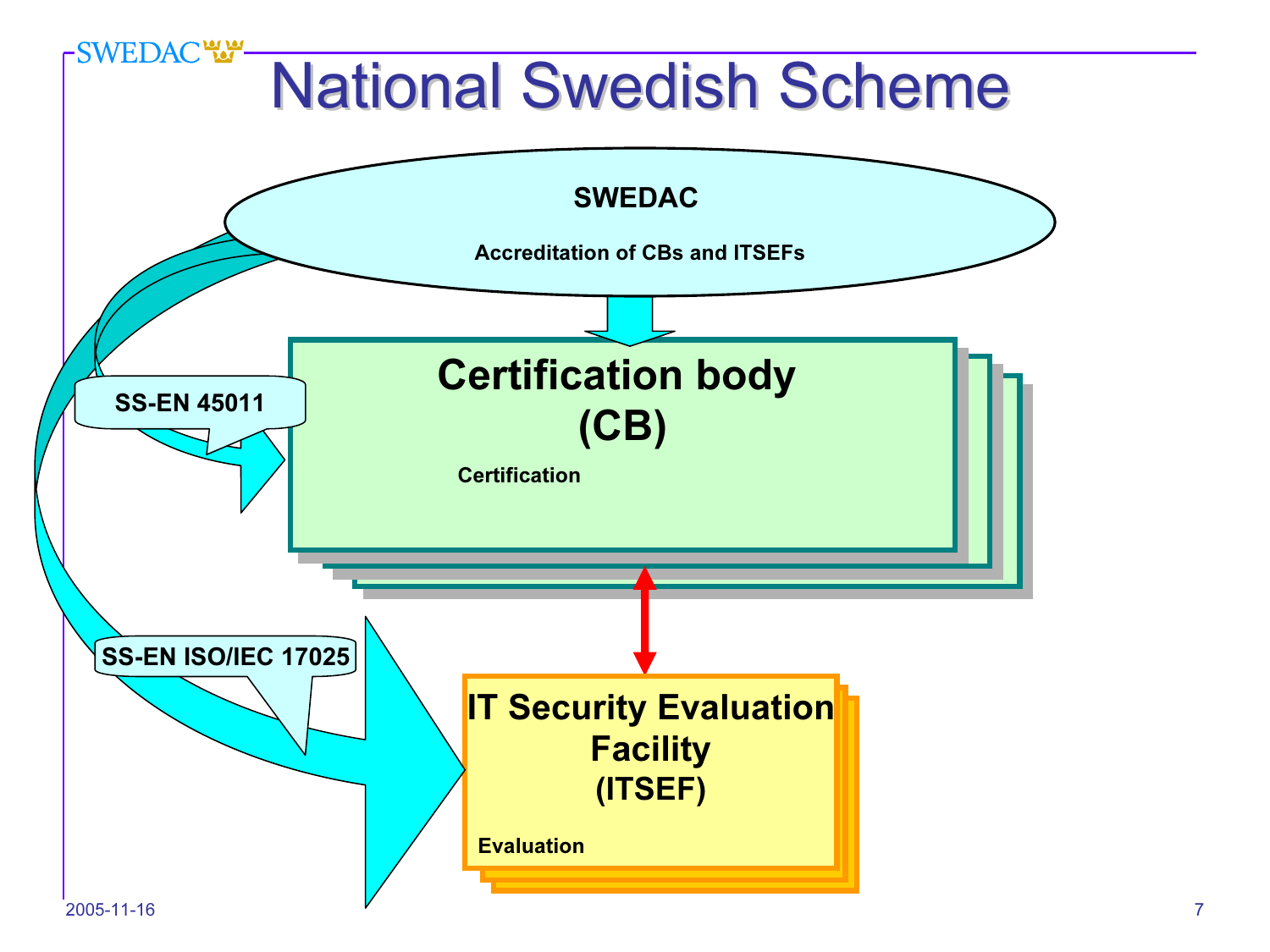# National Swedish Scheme

**SWEDAC**

**Accreditation of CBs and ITSEFs**

**SS-EN 45011**

**Certification body (CB)**

**Certification**

**SS-EN ISO/IEC 17025**

**IT Security Evaluation Facility (ITSEF)**

**Evaluation**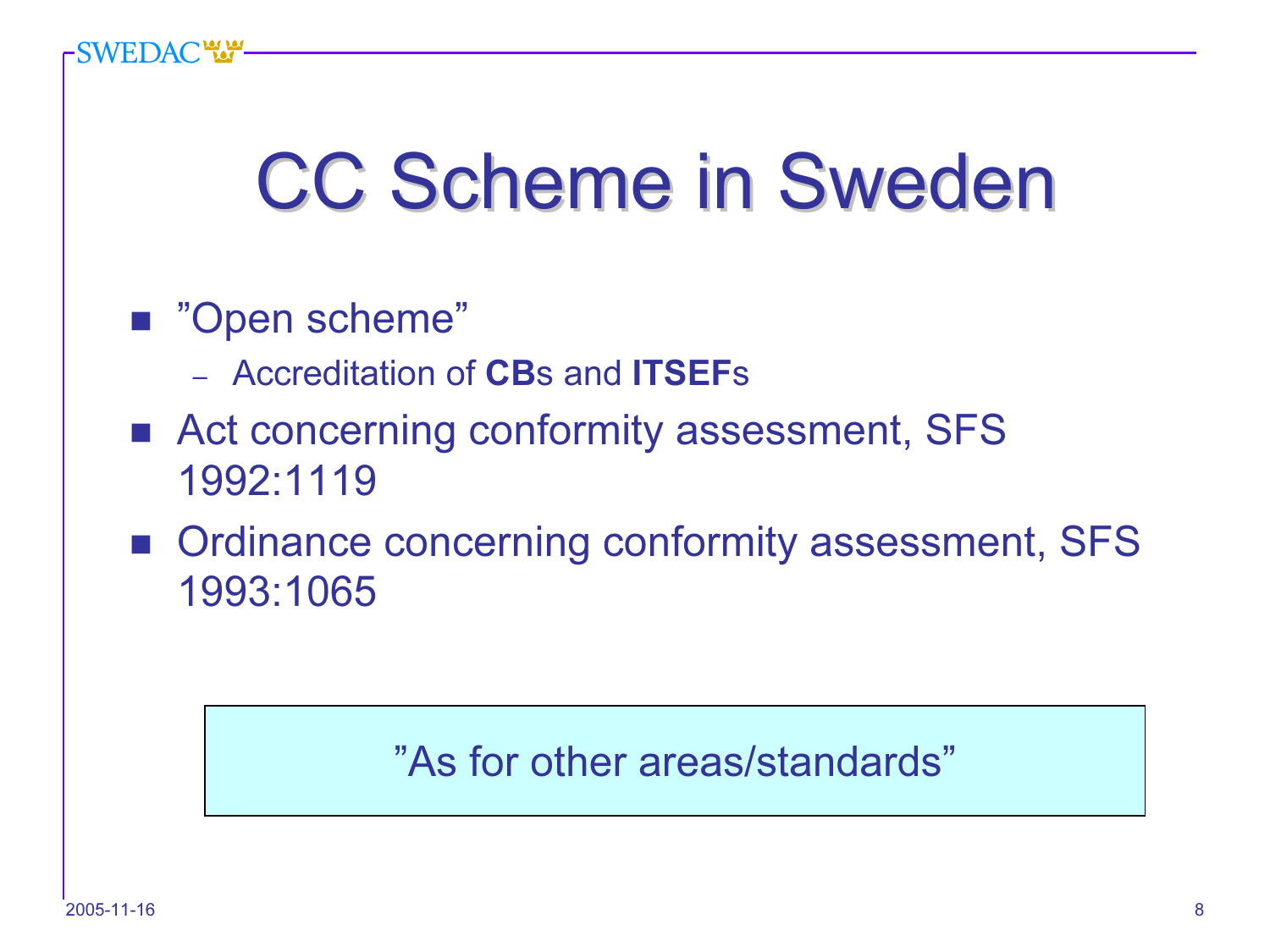# CC Scheme in Sweden

- ”Open scheme”
  - Accreditation of **CB**s and **ITSEF**s
- Act concerning conformity assessment, SFS 1992:1119
- Ordinance concerning conformity assessment, SFS 1993:1065

”As for other areas/standards”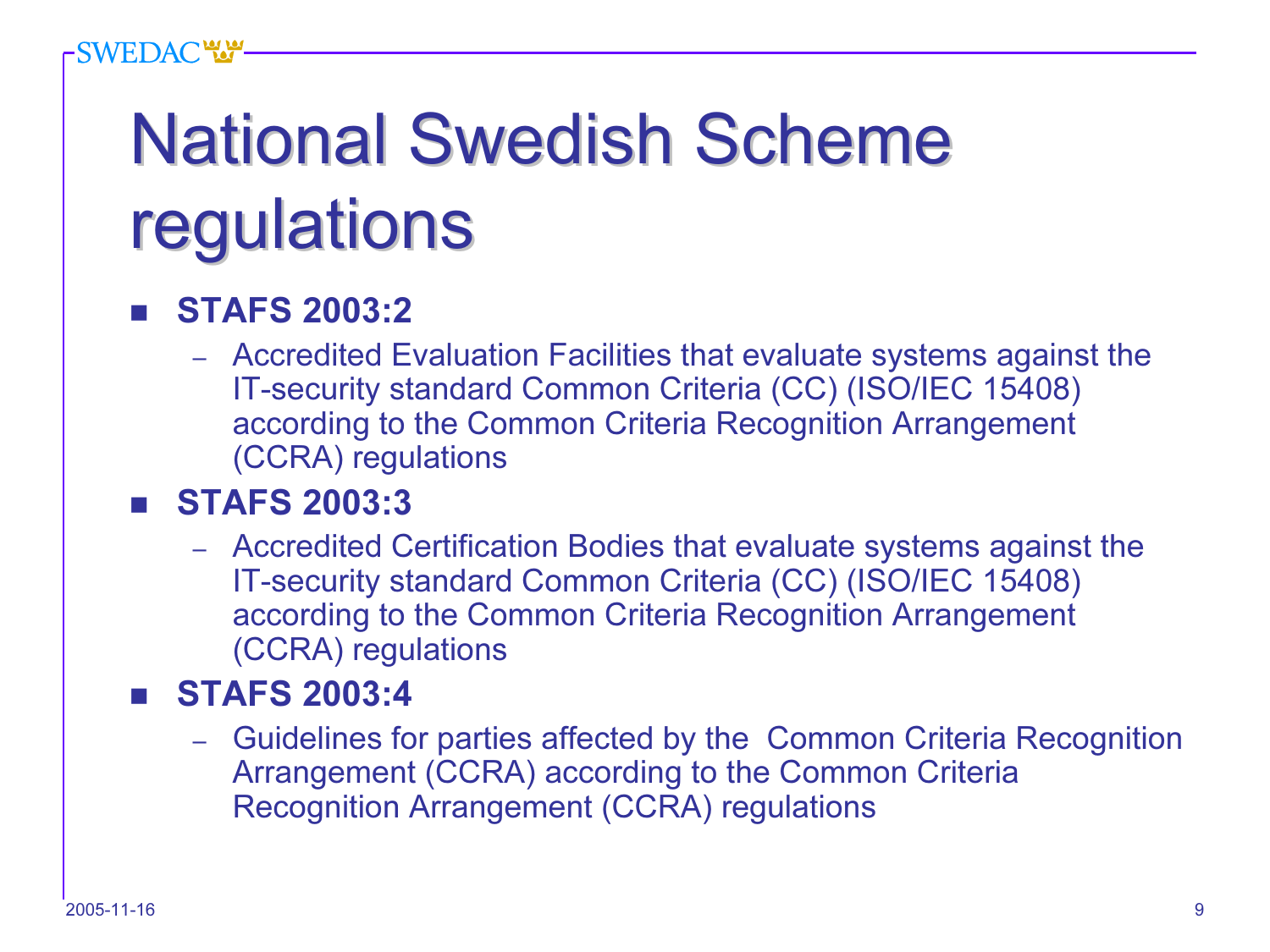# National Swedish Scheme regulations

- **STAFS 2003:2**
  - Accredited Evaluation Facilities that evaluate systems against the IT-security standard Common Criteria (CC) (ISO/IEC 15408) according to the Common Criteria Recognition Arrangement (CCRA) regulations
- **STAFS 2003:3**
  - Accredited Certification Bodies that evaluate systems against the IT-security standard Common Criteria (CC) (ISO/IEC 15408) according to the Common Criteria Recognition Arrangement (CCRA) regulations
- **STAFS 2003:4**
  - Guidelines for parties affected by the Common Criteria Recognition Arrangement (CCRA) according to the Common Criteria Recognition Arrangement (CCRA) regulations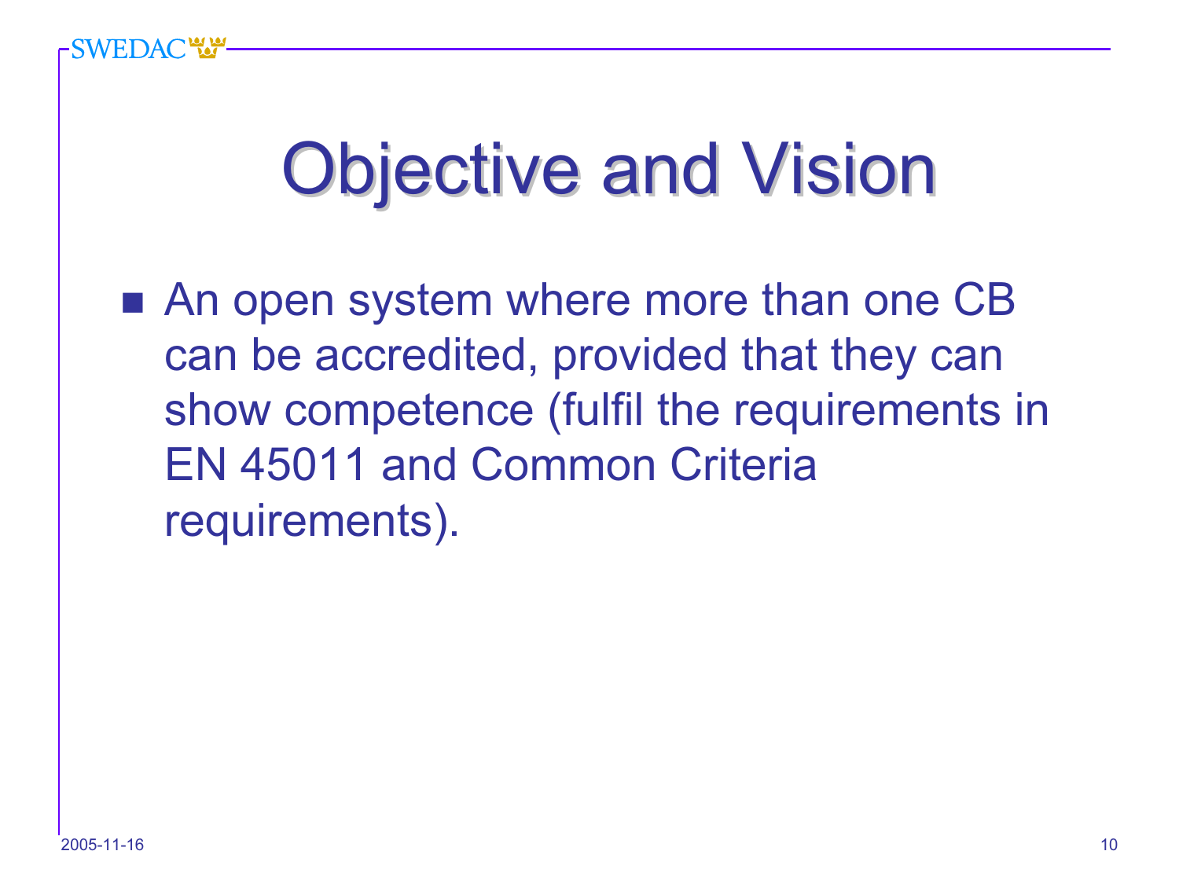# Objective and Vision

- An open system where more than one CB can be accredited, provided that they can show competence (fulfil the requirements in EN 45011 and Common Criteria requirements).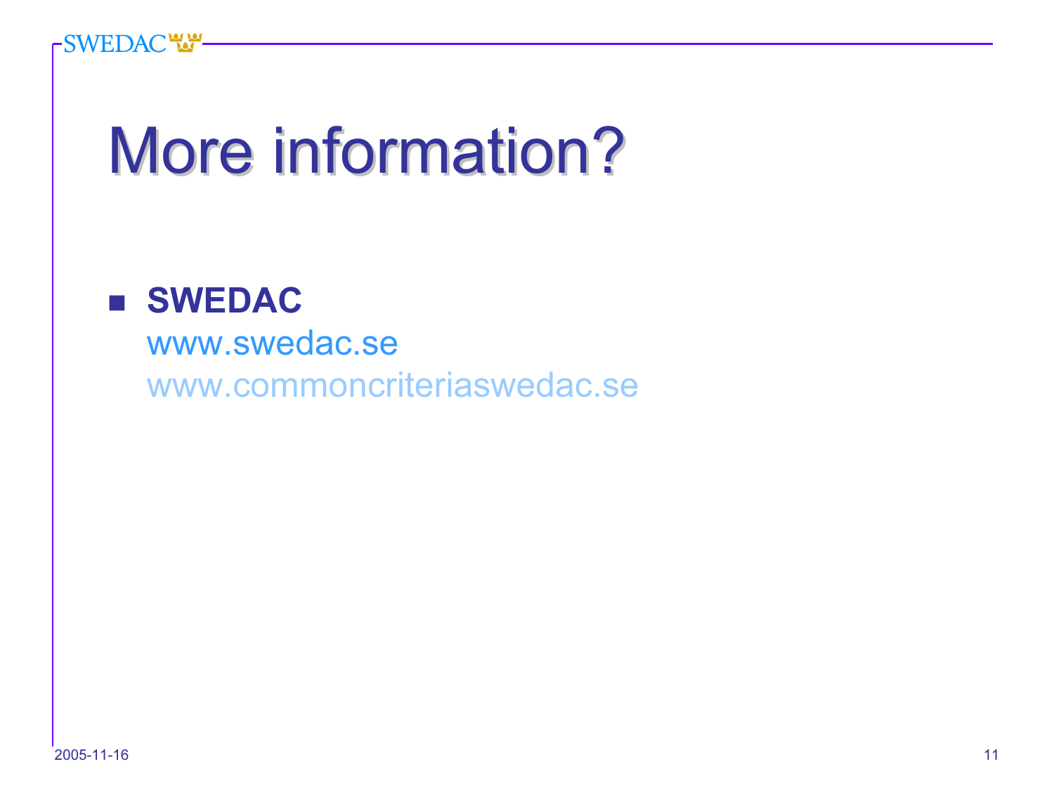# More information?

- **SWEDAC**
  www.swedac.se
  www.commoncriteriaswedac.se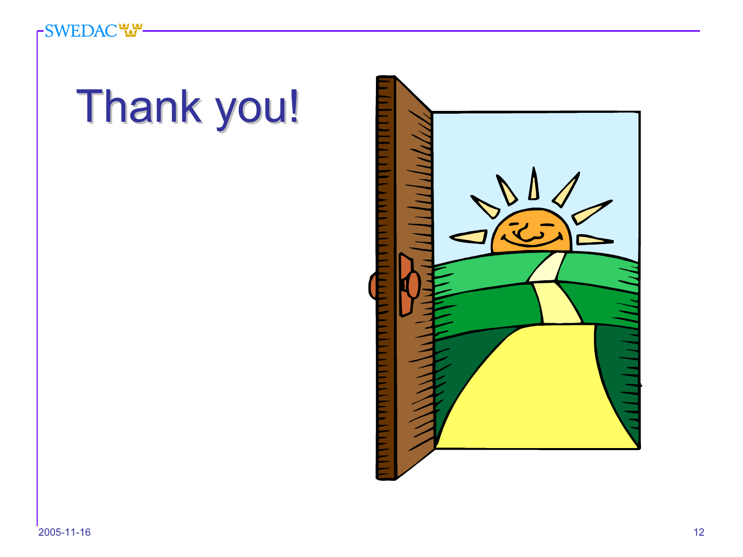# Thank you!